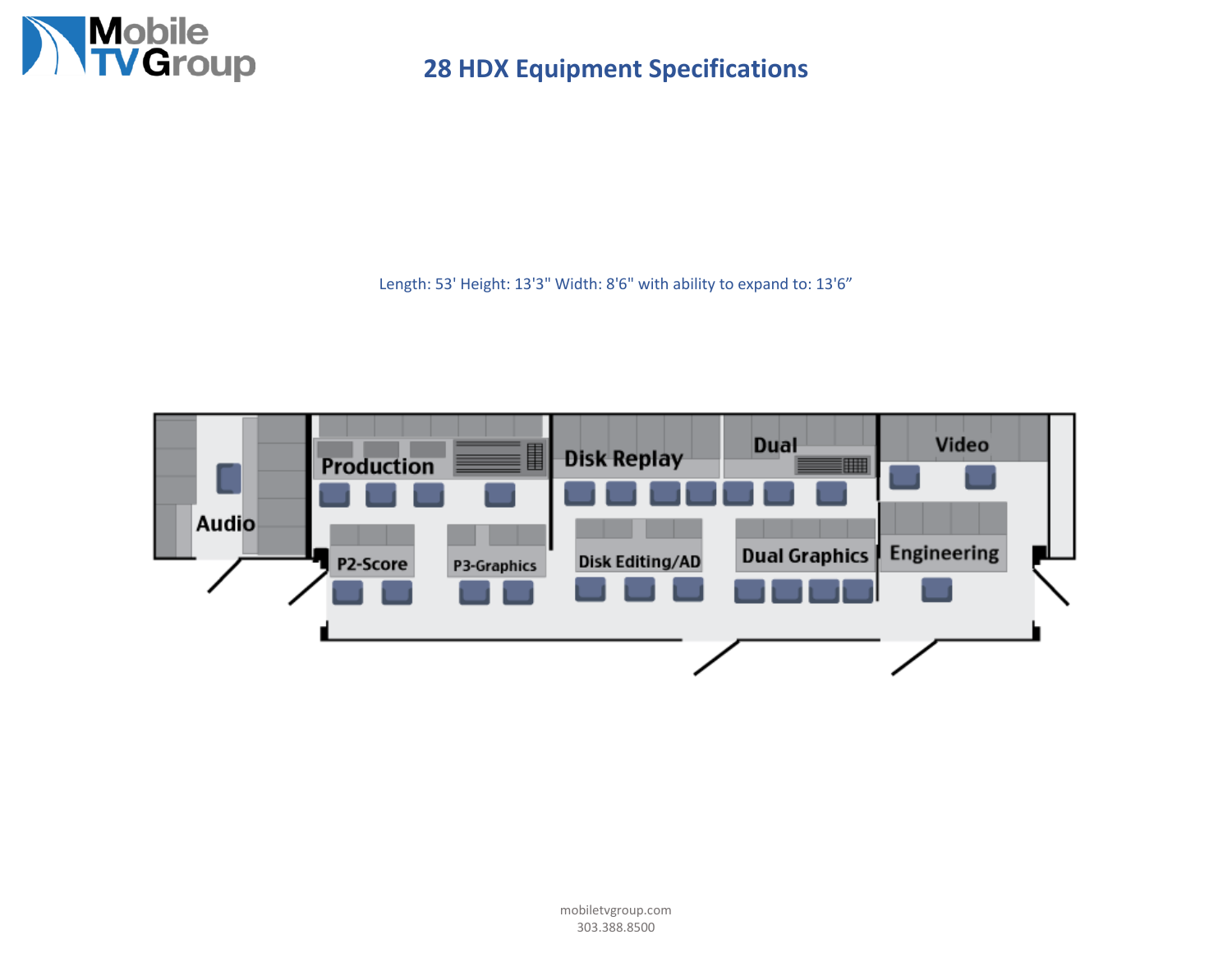# 28 HDX Equipment Specifications

Length: 53' Height: 13'3" Width: 8'6" with ability to expand to: 13'6"

Audio

Production

Disk Replay

Dual

Video

P2-Score

P3-Graphics

Disk Editing/AD

Dual Graphics

Engineering

mobiletvgroup.com
303.388.8500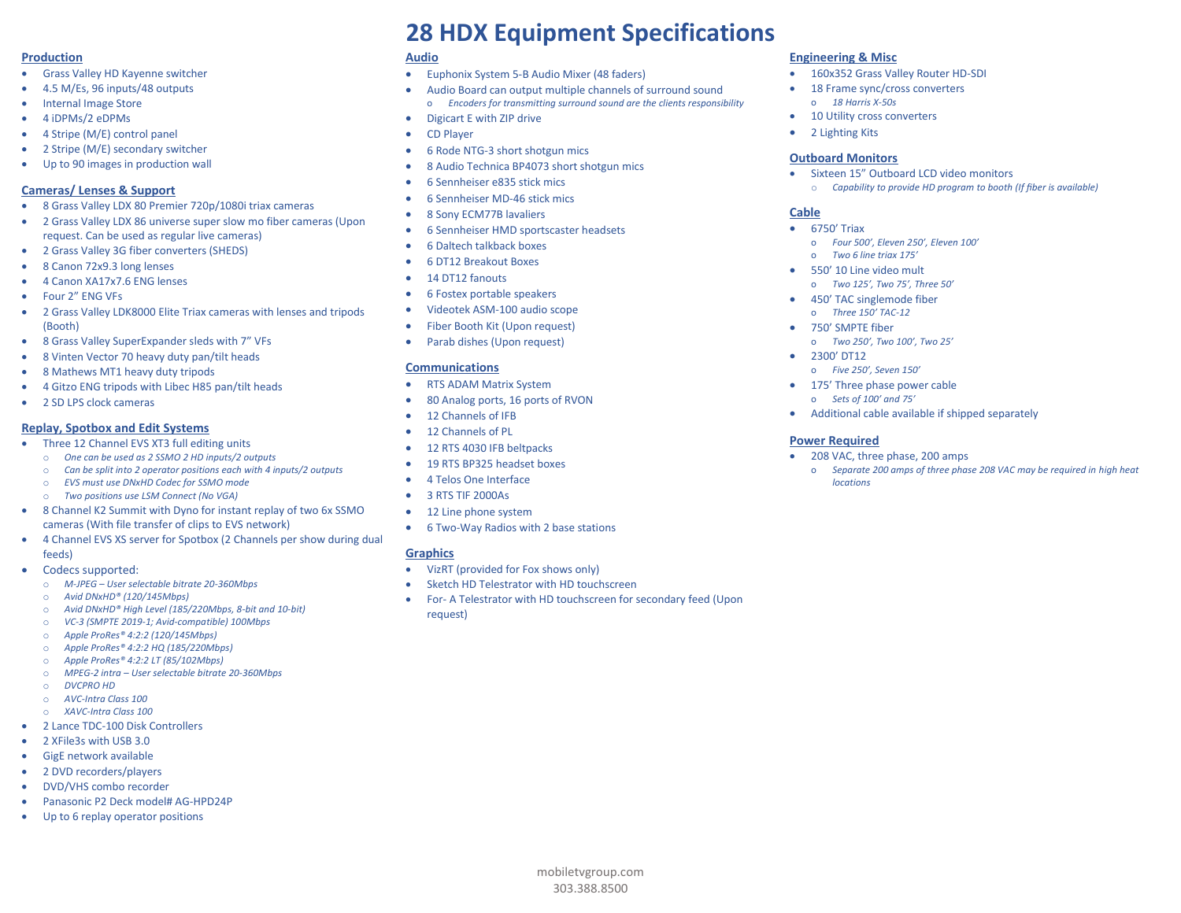# 28 HDX Equipment Specifications

## Production

- Grass Valley HD Kayenne switcher
- 4.5 M/Es, 96 inputs/48 outputs
- Internal Image Store
- 4 iDPMs/2 eDPMs
- 4 Stripe (M/E) control panel
- 2 Stripe (M/E) secondary switcher
- Up to 90 images in production wall

## Cameras/ Lenses & Support

- 8 Grass Valley LDX 80 Premier 720p/1080i triax cameras
- 2 Grass Valley LDX 86 universe super slow mo fiber cameras (Upon request. Can be used as regular live cameras)
- 2 Grass Valley 3G fiber converters (SHEDS)
- 8 Canon 72x9.3 long lenses
- 4 Canon XA17x7.6 ENG lenses
- Four 2" ENG VFs
- 2 Grass Valley LDK8000 Elite Triax cameras with lenses and tripods (Booth)
- 8 Grass Valley SuperExpander sleds with 7" VFs
- 8 Vinten Vector 70 heavy duty pan/tilt heads
- 8 Mathews MT1 heavy duty tripods
- 4 Gitzo ENG tripods with Libec H85 pan/tilt heads
- 2 SD LPS clock cameras

## Replay, Spotbox and Edit Systems

- Three 12 Channel EVS XT3 full editing units
  - *One can be used as 2 SSMO 2 HD inputs/2 outputs*
  - *Can be split into 2 operator positions each with 4 inputs/2 outputs*
  - *EVS must use DNxHD Codec for SSMO mode*
  - *Two positions use LSM Connect (No VGA)*
- 8 Channel K2 Summit with Dyno for instant replay of two 6x SSMO cameras (With file transfer of clips to EVS network)
- 4 Channel EVS XS server for Spotbox (2 Channels per show during dual feeds)
- Codecs supported:
  - *M-JPEG – User selectable bitrate 20-360Mbps*
  - *Avid DNxHD® (120/145Mbps)*
  - *Avid DNxHD® High Level (185/220Mbps, 8-bit and 10-bit)*
  - *VC-3 (SMPTE 2019-1; Avid-compatible) 100Mbps*
  - *Apple ProRes® 4:2:2 (120/145Mbps)*
  - *Apple ProRes® 4:2:2 HQ (185/220Mbps)*
  - *Apple ProRes® 4:2:2 LT (85/102Mbps)*
  - *MPEG-2 intra – User selectable bitrate 20-360Mbps*
  - *DVCPRO HD*
  - *AVC-Intra Class 100*
  - *XAVC-Intra Class 100*
- 2 Lance TDC-100 Disk Controllers
- 2 XFile3s with USB 3.0
- GigE network available
- 2 DVD recorders/players
- DVD/VHS combo recorder
- Panasonic P2 Deck model# AG-HPD24P
- Up to 6 replay operator positions

## Audio

- Euphonix System 5-B Audio Mixer (48 faders)
- Audio Board can output multiple channels of surround sound
  - *Encoders for transmitting surround sound are the clients responsibility*
- Digicart E with ZIP drive
- CD Player
- 6 Rode NTG-3 short shotgun mics
- 8 Audio Technica BP4073 short shotgun mics
- 6 Sennheiser e835 stick mics
- 6 Sennheiser MD-46 stick mics
- 8 Sony ECM77B lavaliers
- 6 Sennheiser HMD sportscaster headsets
- 6 Daltech talkback boxes
- 6 DT12 Breakout Boxes
- 14 DT12 fanouts
- 6 Fostex portable speakers
- Videotek ASM-100 audio scope
- Fiber Booth Kit (Upon request)
- Parab dishes (Upon request)

## Communications

- RTS ADAM Matrix System
- 80 Analog ports, 16 ports of RVON
- 12 Channels of IFB
- 12 Channels of PL
- 12 RTS 4030 IFB beltpacks
- 19 RTS BP325 headset boxes
- 4 Telos One Interface
- 3 RTS TIF 2000As
- 12 Line phone system
- 6 Two-Way Radios with 2 base stations

## Graphics

- VizRT (provided for Fox shows only)
- Sketch HD Telestrator with HD touchscreen
- For- A Telestrator with HD touchscreen for secondary feed (Upon request)

## Engineering & Misc

- 160x352 Grass Valley Router HD-SDI
- 18 Frame sync/cross converters
  - *18 Harris X-50s*
- 10 Utility cross converters
- 2 Lighting Kits

## Outboard Monitors

- Sixteen 15" Outboard LCD video monitors
  - *Capability to provide HD program to booth (If fiber is available)*

## Cable

- 6750' Triax
  - *Four 500', Eleven 250', Eleven 100'*
  - *Two 6 line triax 175'*
- 550' 10 Line video mult
  - *Two 125', Two 75', Three 50'*
- 450' TAC singlemode fiber
  - *Three 150' TAC-12*
- 750' SMPTE fiber
  - *Two 250', Two 100', Two 25'*
- 2300' DT12
  - *Five 250', Seven 150'*
- 175' Three phase power cable
  - *Sets of 100' and 75'*
- Additional cable available if shipped separately

## Power Required

- 208 VAC, three phase, 200 amps
  - *Separate 200 amps of three phase 208 VAC may be required in high heat locations*

mobiletvgroup.com
303.388.8500